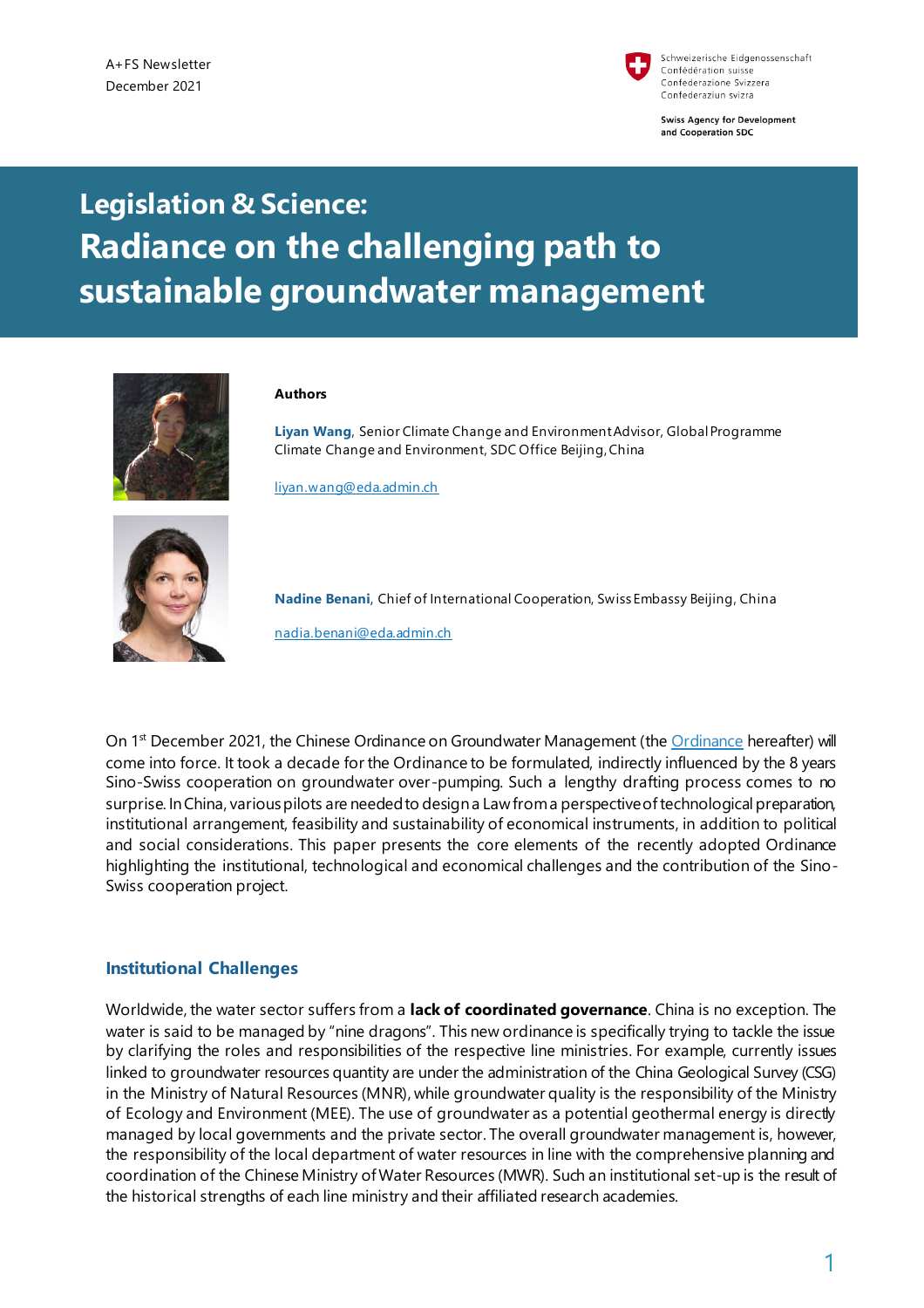A+FS Newsletter
December 2021

Schweizerische Eidgenossenschaft
Confédération suisse
Confederazione Svizzera
Confederaziun svizra

Swiss Agency for Development and Cooperation SDC

# Legislation & Science: Radiance on the challenging path to sustainable groundwater management

**Authors**

**Liyan Wang**, Senior Climate Change and Environment Advisor, Global Programme Climate Change and Environment, SDC Office Beijing, China

liyan.wang@eda.admin.ch

**Nadine Benani**, Chief of International Cooperation, Swiss Embassy Beijing, China

nadia.benani@eda.admin.ch

On 1st December 2021, the Chinese Ordinance on Groundwater Management (the Ordinance hereafter) will come into force. It took a decade for the Ordinance to be formulated, indirectly influenced by the 8 years Sino-Swiss cooperation on groundwater over-pumping. Such a lengthy drafting process comes to no surprise. In China, various pilots are needed to design a Law from a perspective of technological preparation, institutional arrangement, feasibility and sustainability of economical instruments, in addition to political and social considerations. This paper presents the core elements of the recently adopted Ordinance highlighting the institutional, technological and economical challenges and the contribution of the Sino-Swiss cooperation project.

## Institutional Challenges

Worldwide, the water sector suffers from a **lack of coordinated governance**. China is no exception. The water is said to be managed by "nine dragons". This new ordinance is specifically trying to tackle the issue by clarifying the roles and responsibilities of the respective line ministries. For example, currently issues linked to groundwater resources quantity are under the administration of the China Geological Survey (CSG) in the Ministry of Natural Resources (MNR), while groundwater quality is the responsibility of the Ministry of Ecology and Environment (MEE). The use of groundwater as a potential geothermal energy is directly managed by local governments and the private sector. The overall groundwater management is, however, the responsibility of the local department of water resources in line with the comprehensive planning and coordination of the Chinese Ministry of Water Resources (MWR). Such an institutional set-up is the result of the historical strengths of each line ministry and their affiliated research academies.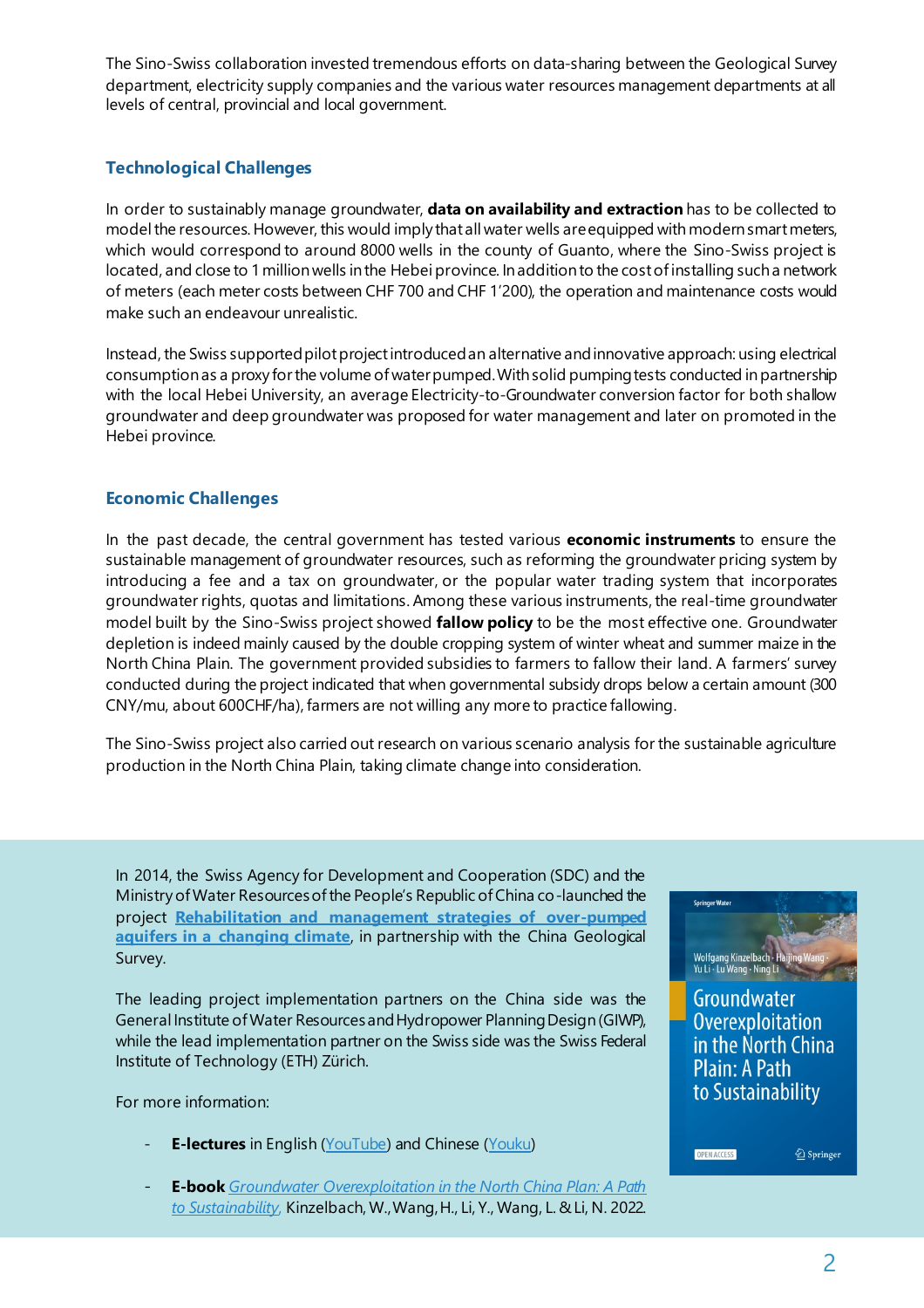The Sino-Swiss collaboration invested tremendous efforts on data-sharing between the Geological Survey department, electricity supply companies and the various water resources management departments at all levels of central, provincial and local government.

## Technological Challenges

In order to sustainably manage groundwater, **data on availability and extraction** has to be collected to model the resources. However, this would imply that all water wells are equipped with modern smart meters, which would correspond to around 8000 wells in the county of Guanto, where the Sino-Swiss project is located, and close to 1 million wells in the Hebei province. In addition to the cost of installing such a network of meters (each meter costs between CHF 700 and CHF 1'200), the operation and maintenance costs would make such an endeavour unrealistic.

Instead, the Swiss supported pilot project introduced an alternative and innovative approach: using electrical consumption as a proxy for the volume of water pumped. With solid pumping tests conducted in partnership with the local Hebei University, an average Electricity-to-Groundwater conversion factor for both shallow groundwater and deep groundwater was proposed for water management and later on promoted in the Hebei province.

## Economic Challenges

In the past decade, the central government has tested various **economic instruments** to ensure the sustainable management of groundwater resources, such as reforming the groundwater pricing system by introducing a fee and a tax on groundwater, or the popular water trading system that incorporates groundwater rights, quotas and limitations. Among these various instruments, the real-time groundwater model built by the Sino-Swiss project showed **fallow policy** to be the most effective one. Groundwater depletion is indeed mainly caused by the double cropping system of winter wheat and summer maize in the North China Plain. The government provided subsidies to farmers to fallow their land. A farmers' survey conducted during the project indicated that when governmental subsidy drops below a certain amount (300 CNY/mu, about 600CHF/ha), farmers are not willing any more to practice fallowing.

The Sino-Swiss project also carried out research on various scenario analysis for the sustainable agriculture production in the North China Plain, taking climate change into consideration.

In 2014, the Swiss Agency for Development and Cooperation (SDC) and the Ministry of Water Resources of the People's Republic of China co-launched the project **Rehabilitation and management strategies of over-pumped aquifers in a changing climate**, in partnership with the China Geological Survey.

The leading project implementation partners on the China side was the General Institute of Water Resources and Hydropower Planning Design (GIWP), while the lead implementation partner on the Swiss side was the Swiss Federal Institute of Technology (ETH) Zürich.

For more information:

- **E-lectures** in English (YouTube) and Chinese (Youku)
- **E-book** *Groundwater Overexploitation in the North China Plan: A Path to Sustainability*, Kinzelbach, W., Wang, H., Li, Y., Wang, L. & Li, N. 2022.

Springer Water

Wolfgang Kinzelbach · Haijing Wang · Yu Li · Lu Wang · Ning Li

Groundwater Overexploitation in the North China Plain: A Path to Sustainability

OPEN ACCESS

Springer